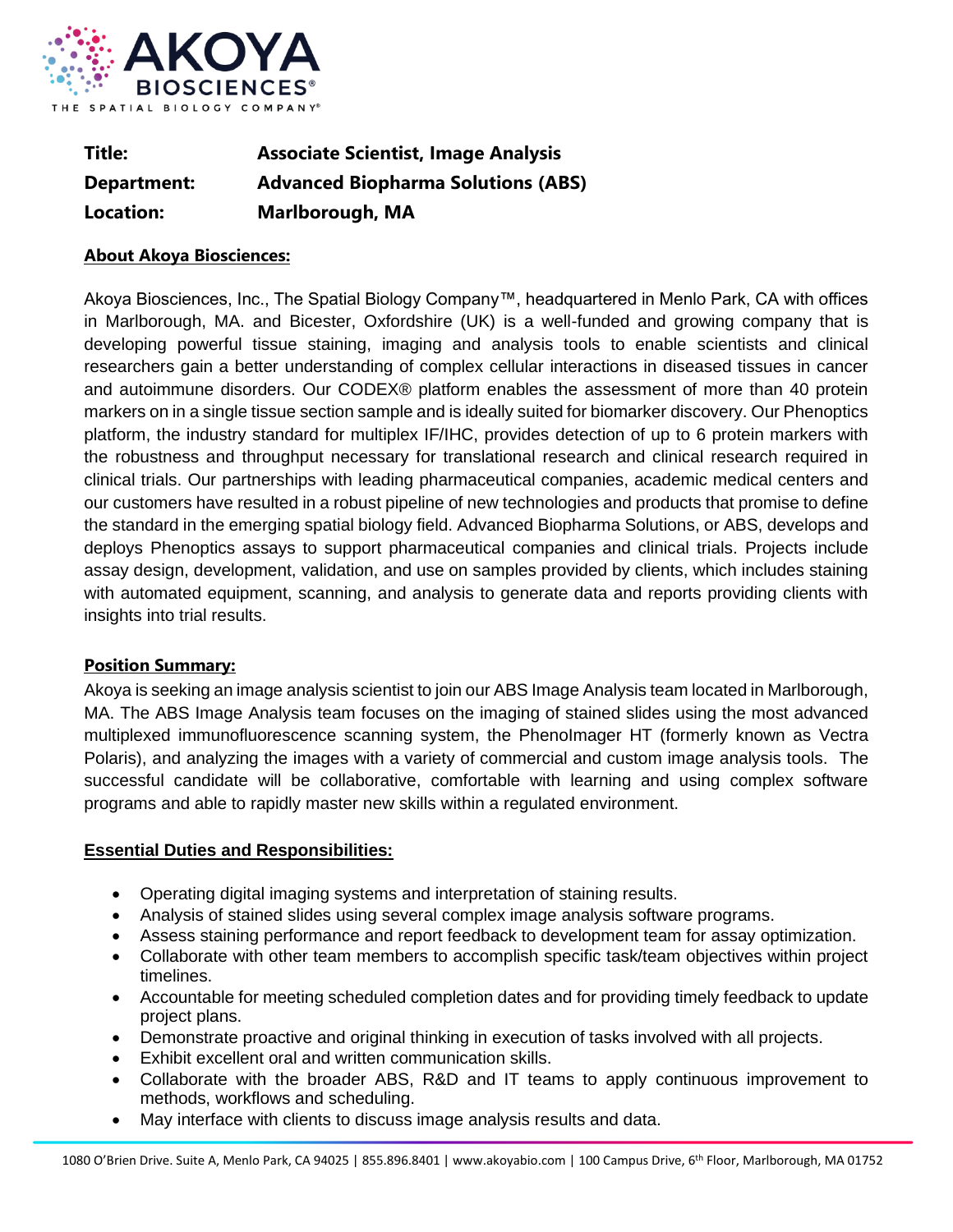**Title:** **Associate Scientist, Image Analysis**
**Department:** **Advanced Biopharma Solutions (ABS)**
**Location:** **Marlborough, MA**

## About Akoya Biosciences:

Akoya Biosciences, Inc., The Spatial Biology Company™, headquartered in Menlo Park, CA with offices in Marlborough, MA. and Bicester, Oxfordshire (UK) is a well-funded and growing company that is developing powerful tissue staining, imaging and analysis tools to enable scientists and clinical researchers gain a better understanding of complex cellular interactions in diseased tissues in cancer and autoimmune disorders. Our CODEX® platform enables the assessment of more than 40 protein markers on in a single tissue section sample and is ideally suited for biomarker discovery. Our Phenoptics platform, the industry standard for multiplex IF/IHC, provides detection of up to 6 protein markers with the robustness and throughput necessary for translational research and clinical research required in clinical trials. Our partnerships with leading pharmaceutical companies, academic medical centers and our customers have resulted in a robust pipeline of new technologies and products that promise to define the standard in the emerging spatial biology field. Advanced Biopharma Solutions, or ABS, develops and deploys Phenoptics assays to support pharmaceutical companies and clinical trials. Projects include assay design, development, validation, and use on samples provided by clients, which includes staining with automated equipment, scanning, and analysis to generate data and reports providing clients with insights into trial results.

## Position Summary:

Akoya is seeking an image analysis scientist to join our ABS Image Analysis team located in Marlborough, MA. The ABS Image Analysis team focuses on the imaging of stained slides using the most advanced multiplexed immunofluorescence scanning system, the PhenoImager HT (formerly known as Vectra Polaris), and analyzing the images with a variety of commercial and custom image analysis tools. The successful candidate will be collaborative, comfortable with learning and using complex software programs and able to rapidly master new skills within a regulated environment.

## Essential Duties and Responsibilities:

- Operating digital imaging systems and interpretation of staining results.
- Analysis of stained slides using several complex image analysis software programs.
- Assess staining performance and report feedback to development team for assay optimization.
- Collaborate with other team members to accomplish specific task/team objectives within project timelines.
- Accountable for meeting scheduled completion dates and for providing timely feedback to update project plans.
- Demonstrate proactive and original thinking in execution of tasks involved with all projects.
- Exhibit excellent oral and written communication skills.
- Collaborate with the broader ABS, R&D and IT teams to apply continuous improvement to methods, workflows and scheduling.
- May interface with clients to discuss image analysis results and data.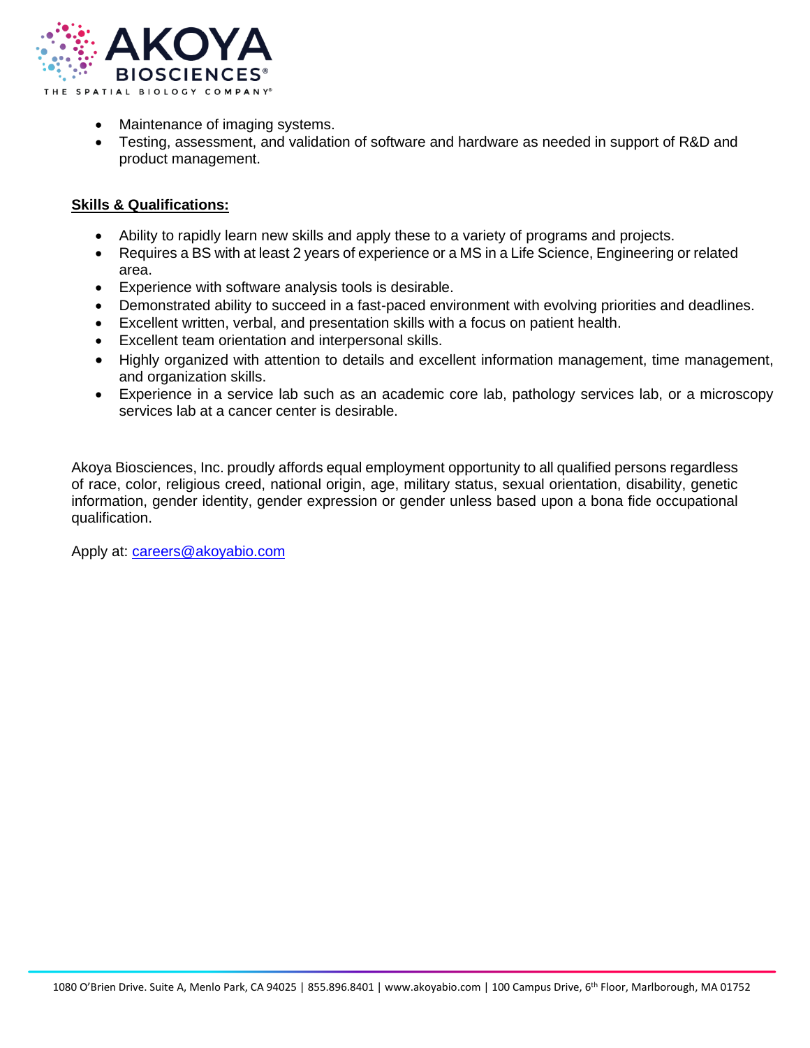- Maintenance of imaging systems.
- Testing, assessment, and validation of software and hardware as needed in support of R&D and product management.

**Skills & Qualifications:**

- Ability to rapidly learn new skills and apply these to a variety of programs and projects.
- Requires a BS with at least 2 years of experience or a MS in a Life Science, Engineering or related area.
- Experience with software analysis tools is desirable.
- Demonstrated ability to succeed in a fast-paced environment with evolving priorities and deadlines.
- Excellent written, verbal, and presentation skills with a focus on patient health.
- Excellent team orientation and interpersonal skills.
- Highly organized with attention to details and excellent information management, time management, and organization skills.
- Experience in a service lab such as an academic core lab, pathology services lab, or a microscopy services lab at a cancer center is desirable.

Akoya Biosciences, Inc. proudly affords equal employment opportunity to all qualified persons regardless of race, color, religious creed, national origin, age, military status, sexual orientation, disability, genetic information, gender identity, gender expression or gender unless based upon a bona fide occupational qualification.

Apply at: careers@akoyabio.com